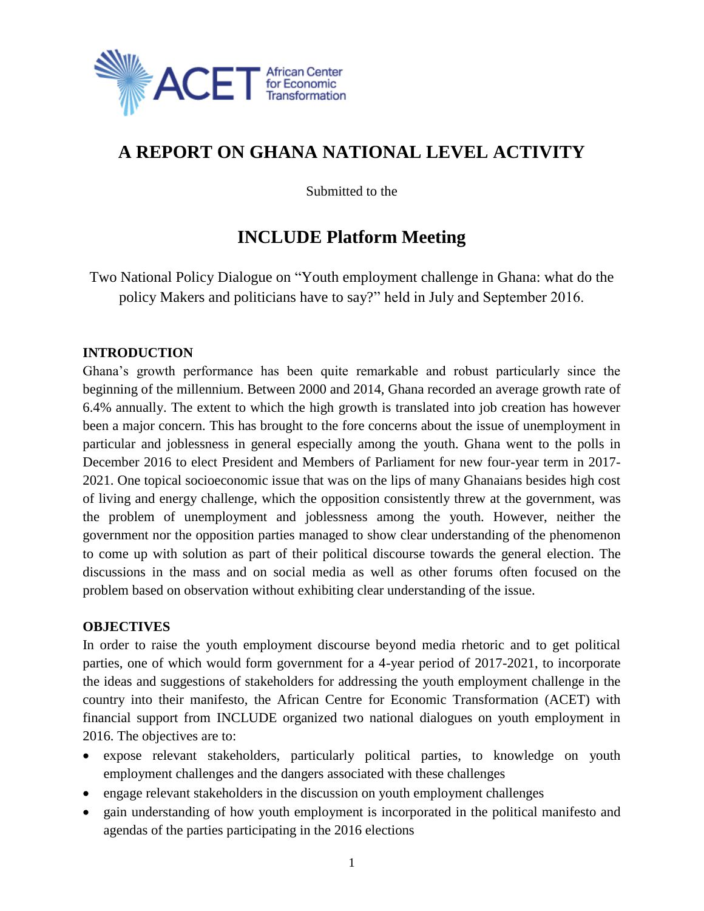ACET African Center for Economic Transformation

# A REPORT ON GHANA NATIONAL LEVEL ACTIVITY

Submitted to the

# INCLUDE Platform Meeting

Two National Policy Dialogue on "Youth employment challenge in Ghana: what do the policy Makers and politicians have to say?" held in July and September 2016.

## INTRODUCTION

Ghana's growth performance has been quite remarkable and robust particularly since the beginning of the millennium. Between 2000 and 2014, Ghana recorded an average growth rate of 6.4% annually. The extent to which the high growth is translated into job creation has however been a major concern. This has brought to the fore concerns about the issue of unemployment in particular and joblessness in general especially among the youth. Ghana went to the polls in December 2016 to elect President and Members of Parliament for new four-year term in 2017-2021. One topical socioeconomic issue that was on the lips of many Ghanaians besides high cost of living and energy challenge, which the opposition consistently threw at the government, was the problem of unemployment and joblessness among the youth. However, neither the government nor the opposition parties managed to show clear understanding of the phenomenon to come up with solution as part of their political discourse towards the general election. The discussions in the mass and on social media as well as other forums often focused on the problem based on observation without exhibiting clear understanding of the issue.

## OBJECTIVES

In order to raise the youth employment discourse beyond media rhetoric and to get political parties, one of which would form government for a 4-year period of 2017-2021, to incorporate the ideas and suggestions of stakeholders for addressing the youth employment challenge in the country into their manifesto, the African Centre for Economic Transformation (ACET) with financial support from INCLUDE organized two national dialogues on youth employment in 2016. The objectives are to:

- expose relevant stakeholders, particularly political parties, to knowledge on youth employment challenges and the dangers associated with these challenges
- engage relevant stakeholders in the discussion on youth employment challenges
- gain understanding of how youth employment is incorporated in the political manifesto and agendas of the parties participating in the 2016 elections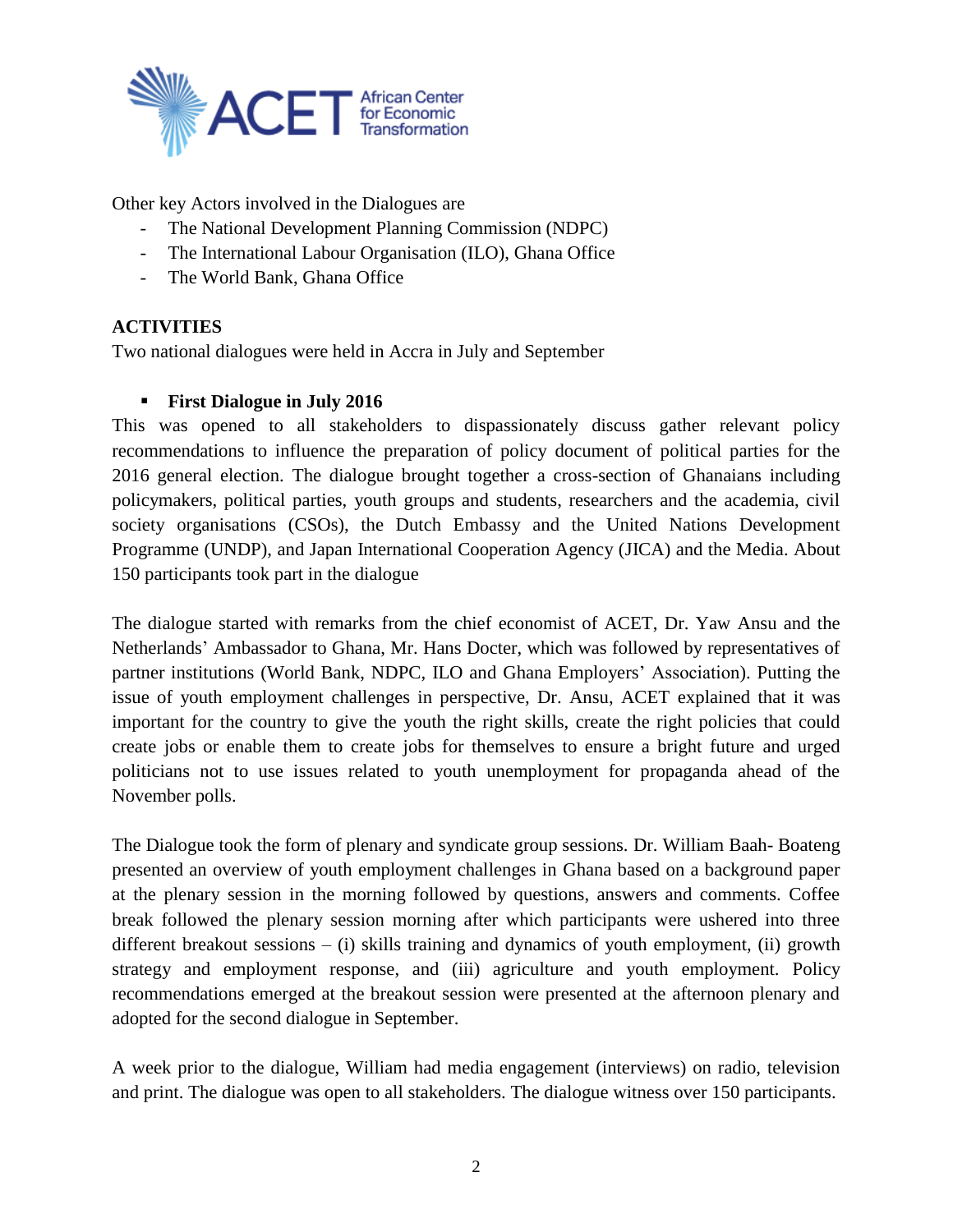Other key Actors involved in the Dialogues are

- The National Development Planning Commission (NDPC)
- The International Labour Organisation (ILO), Ghana Office
- The World Bank, Ghana Office

**ACTIVITIES**

Two national dialogues were held in Accra in July and September

- **First Dialogue in July 2016**

This was opened to all stakeholders to dispassionately discuss gather relevant policy recommendations to influence the preparation of policy document of political parties for the 2016 general election. The dialogue brought together a cross-section of Ghanaians including policymakers, political parties, youth groups and students, researchers and the academia, civil society organisations (CSOs), the Dutch Embassy and the United Nations Development Programme (UNDP), and Japan International Cooperation Agency (JICA) and the Media. About 150 participants took part in the dialogue

The dialogue started with remarks from the chief economist of ACET, Dr. Yaw Ansu and the Netherlands' Ambassador to Ghana, Mr. Hans Docter, which was followed by representatives of partner institutions (World Bank, NDPC, ILO and Ghana Employers' Association). Putting the issue of youth employment challenges in perspective, Dr. Ansu, ACET explained that it was important for the country to give the youth the right skills, create the right policies that could create jobs or enable them to create jobs for themselves to ensure a bright future and urged politicians not to use issues related to youth unemployment for propaganda ahead of the November polls.

The Dialogue took the form of plenary and syndicate group sessions. Dr. William Baah- Boateng presented an overview of youth employment challenges in Ghana based on a background paper at the plenary session in the morning followed by questions, answers and comments. Coffee break followed the plenary session morning after which participants were ushered into three different breakout sessions – (i) skills training and dynamics of youth employment, (ii) growth strategy and employment response, and (iii) agriculture and youth employment. Policy recommendations emerged at the breakout session were presented at the afternoon plenary and adopted for the second dialogue in September.

A week prior to the dialogue, William had media engagement (interviews) on radio, television and print. The dialogue was open to all stakeholders. The dialogue witness over 150 participants.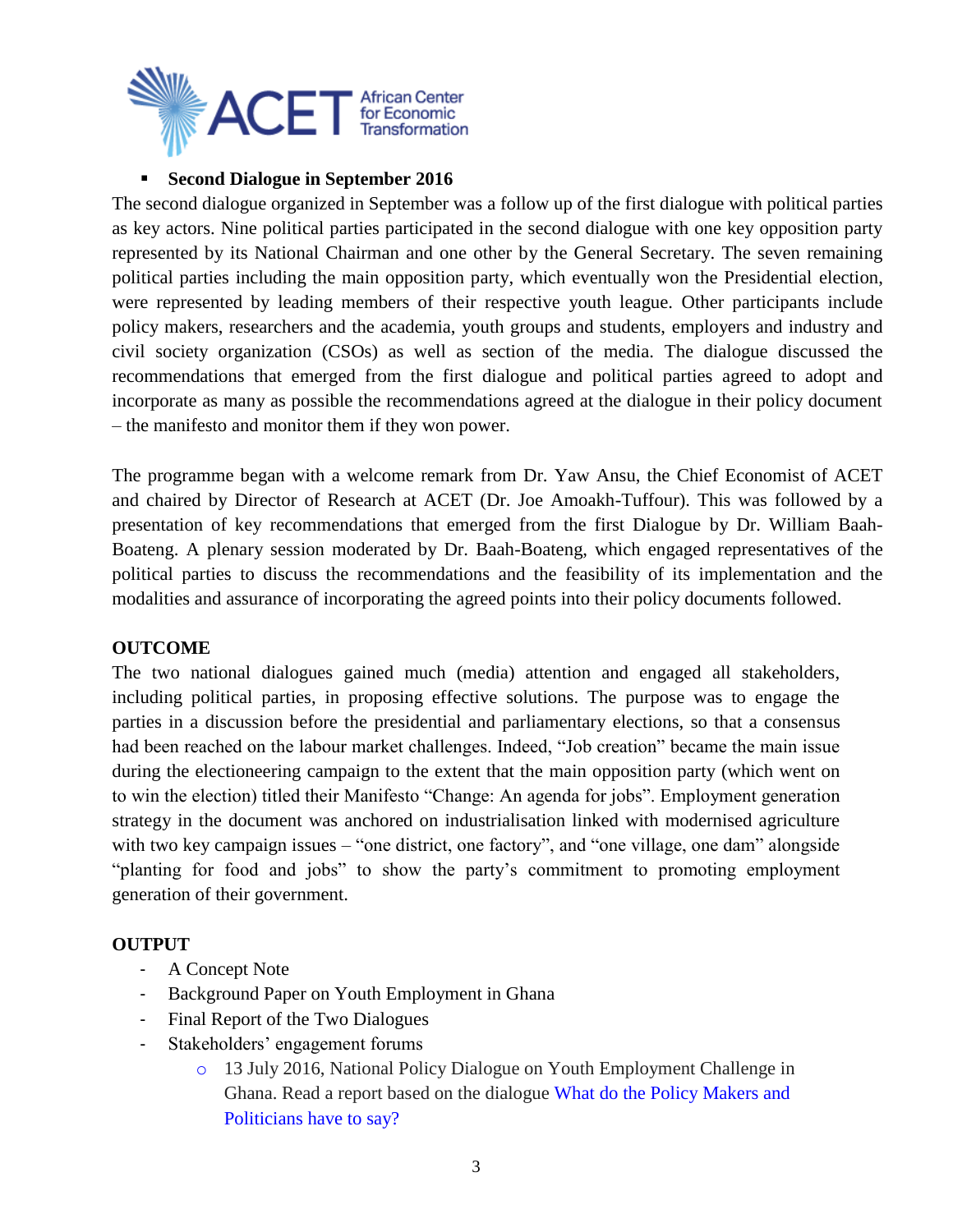- **Second Dialogue in September 2016**

The second dialogue organized in September was a follow up of the first dialogue with political parties as key actors. Nine political parties participated in the second dialogue with one key opposition party represented by its National Chairman and one other by the General Secretary. The seven remaining political parties including the main opposition party, which eventually won the Presidential election, were represented by leading members of their respective youth league. Other participants include policy makers, researchers and the academia, youth groups and students, employers and industry and civil society organization (CSOs) as well as section of the media. The dialogue discussed the recommendations that emerged from the first dialogue and political parties agreed to adopt and incorporate as many as possible the recommendations agreed at the dialogue in their policy document – the manifesto and monitor them if they won power.

The programme began with a welcome remark from Dr. Yaw Ansu, the Chief Economist of ACET and chaired by Director of Research at ACET (Dr. Joe Amoakh-Tuffour). This was followed by a presentation of key recommendations that emerged from the first Dialogue by Dr. William Baah-Boateng. A plenary session moderated by Dr. Baah-Boateng, which engaged representatives of the political parties to discuss the recommendations and the feasibility of its implementation and the modalities and assurance of incorporating the agreed points into their policy documents followed.

**OUTCOME**

The two national dialogues gained much (media) attention and engaged all stakeholders, including political parties, in proposing effective solutions. The purpose was to engage the parties in a discussion before the presidential and parliamentary elections, so that a consensus had been reached on the labour market challenges. Indeed, "Job creation" became the main issue during the electioneering campaign to the extent that the main opposition party (which went on to win the election) titled their Manifesto "Change: An agenda for jobs". Employment generation strategy in the document was anchored on industrialisation linked with modernised agriculture with two key campaign issues – "one district, one factory", and "one village, one dam" alongside "planting for food and jobs" to show the party's commitment to promoting employment generation of their government.

**OUTPUT**

- A Concept Note
- Background Paper on Youth Employment in Ghana
- Final Report of the Two Dialogues
- Stakeholders' engagement forums
    - 13 July 2016, National Policy Dialogue on Youth Employment Challenge in Ghana. Read a report based on the dialogue What do the Policy Makers and Politicians have to say?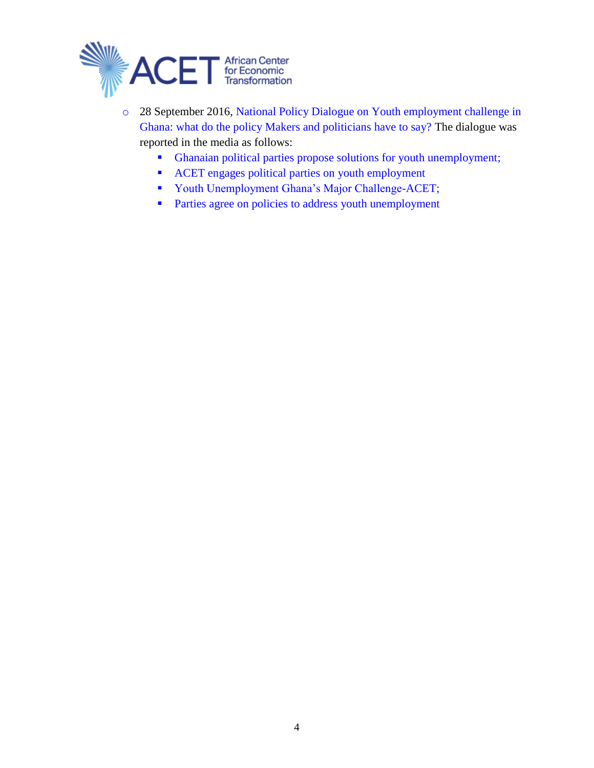- 28 September 2016, National Policy Dialogue on Youth employment challenge in Ghana: what do the policy Makers and politicians have to say? The dialogue was reported in the media as follows:
  - Ghanaian political parties propose solutions for youth unemployment;
  - ACET engages political parties on youth employment
  - Youth Unemployment Ghana's Major Challenge-ACET;
  - Parties agree on policies to address youth unemployment